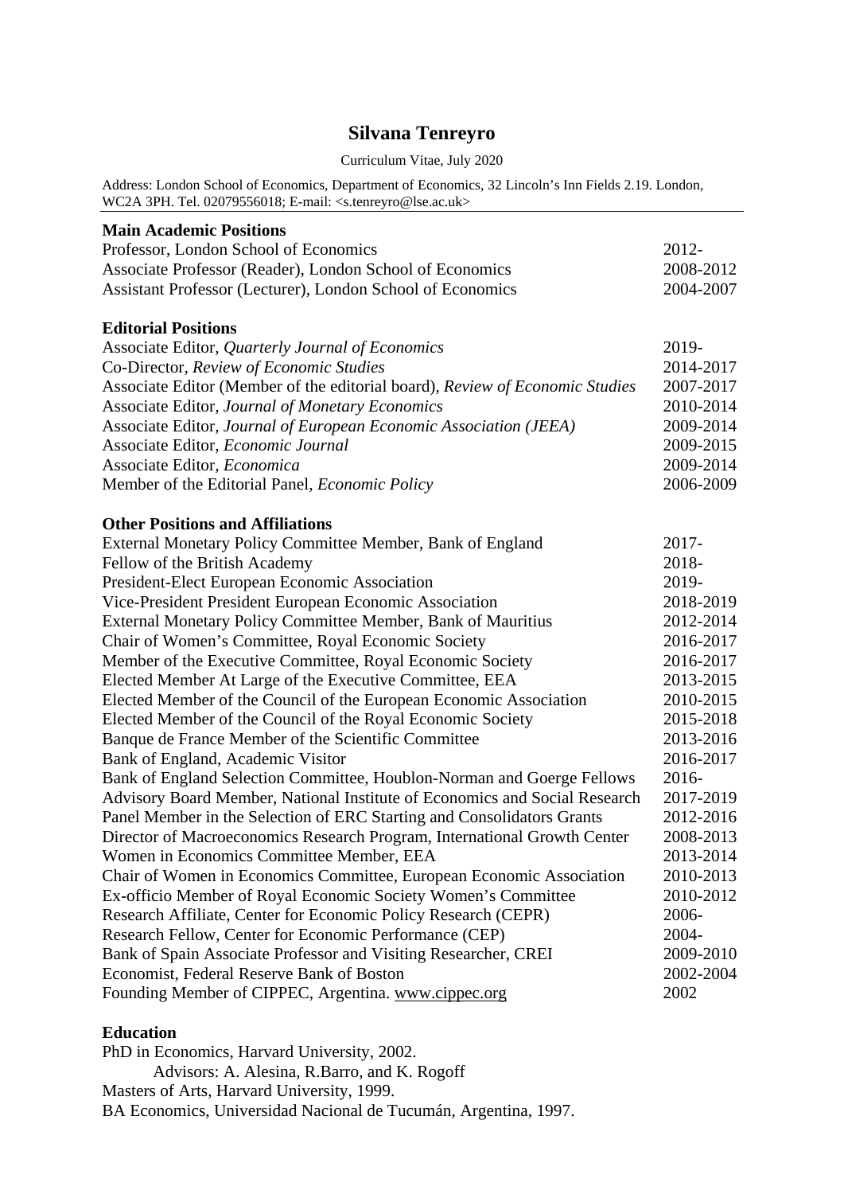# Silvana Tenreyro

Curriculum Vitae, July 2020

Address: London School of Economics, Department of Economics, 32 Lincoln's Inn Fields 2.19. London, WC2A 3PH. Tel. 02079556018; E-mail: <s.tenreyro@lse.ac.uk>

## Main Academic Positions

| | |
|---|---|
| Professor, London School of Economics | 2012- |
| Associate Professor (Reader), London School of Economics | 2008-2012 |
| Assistant Professor (Lecturer), London School of Economics | 2004-2007 |

## Editorial Positions

| | |
|---|---|
| Associate Editor, *Quarterly Journal of Economics* | 2019- |
| Co-Director, *Review of Economic Studies* | 2014-2017 |
| Associate Editor (Member of the editorial board), *Review of Economic Studies* | 2007-2017 |
| Associate Editor, *Journal of Monetary Economics* | 2010-2014 |
| Associate Editor, *Journal of European Economic Association (JEEA)* | 2009-2014 |
| Associate Editor, *Economic Journal* | 2009-2015 |
| Associate Editor, *Economica* | 2009-2014 |
| Member of the Editorial Panel, *Economic Policy* | 2006-2009 |

## Other Positions and Affiliations

| | |
|---|---|
| External Monetary Policy Committee Member, Bank of England | 2017- |
| Fellow of the British Academy | 2018- |
| President-Elect European Economic Association | 2019- |
| Vice-President President European Economic Association | 2018-2019 |
| External Monetary Policy Committee Member, Bank of Mauritius | 2012-2014 |
| Chair of Women's Committee, Royal Economic Society | 2016-2017 |
| Member of the Executive Committee, Royal Economic Society | 2016-2017 |
| Elected Member At Large of the Executive Committee, EEA | 2013-2015 |
| Elected Member of the Council of the European Economic Association | 2010-2015 |
| Elected Member of the Council of the Royal Economic Society | 2015-2018 |
| Banque de France Member of the Scientific Committee | 2013-2016 |
| Bank of England, Academic Visitor | 2016-2017 |
| Bank of England Selection Committee, Houblon-Norman and Goerge Fellows | 2016- |
| Advisory Board Member, National Institute of Economics and Social Research | 2017-2019 |
| Panel Member in the Selection of ERC Starting and Consolidators Grants | 2012-2016 |
| Director of Macroeconomics Research Program, International Growth Center | 2008-2013 |
| Women in Economics Committee Member, EEA | 2013-2014 |
| Chair of Women in Economics Committee, European Economic Association | 2010-2013 |
| Ex-officio Member of Royal Economic Society Women's Committee | 2010-2012 |
| Research Affiliate, Center for Economic Policy Research (CEPR) | 2006- |
| Research Fellow, Center for Economic Performance (CEP) | 2004- |
| Bank of Spain Associate Professor and Visiting Researcher, CREI | 2009-2010 |
| Economist, Federal Reserve Bank of Boston | 2002-2004 |
| Founding Member of CIPPEC, Argentina. www.cippec.org | 2002 |

## Education

PHD in Economics, Harvard University, 2002.
Advisors: A. Alesina, R.Barro, and K. Rogoff
Masters of Arts, Harvard University, 1999.
BA Economics, Universidad Nacional de Tucumán, Argentina, 1997.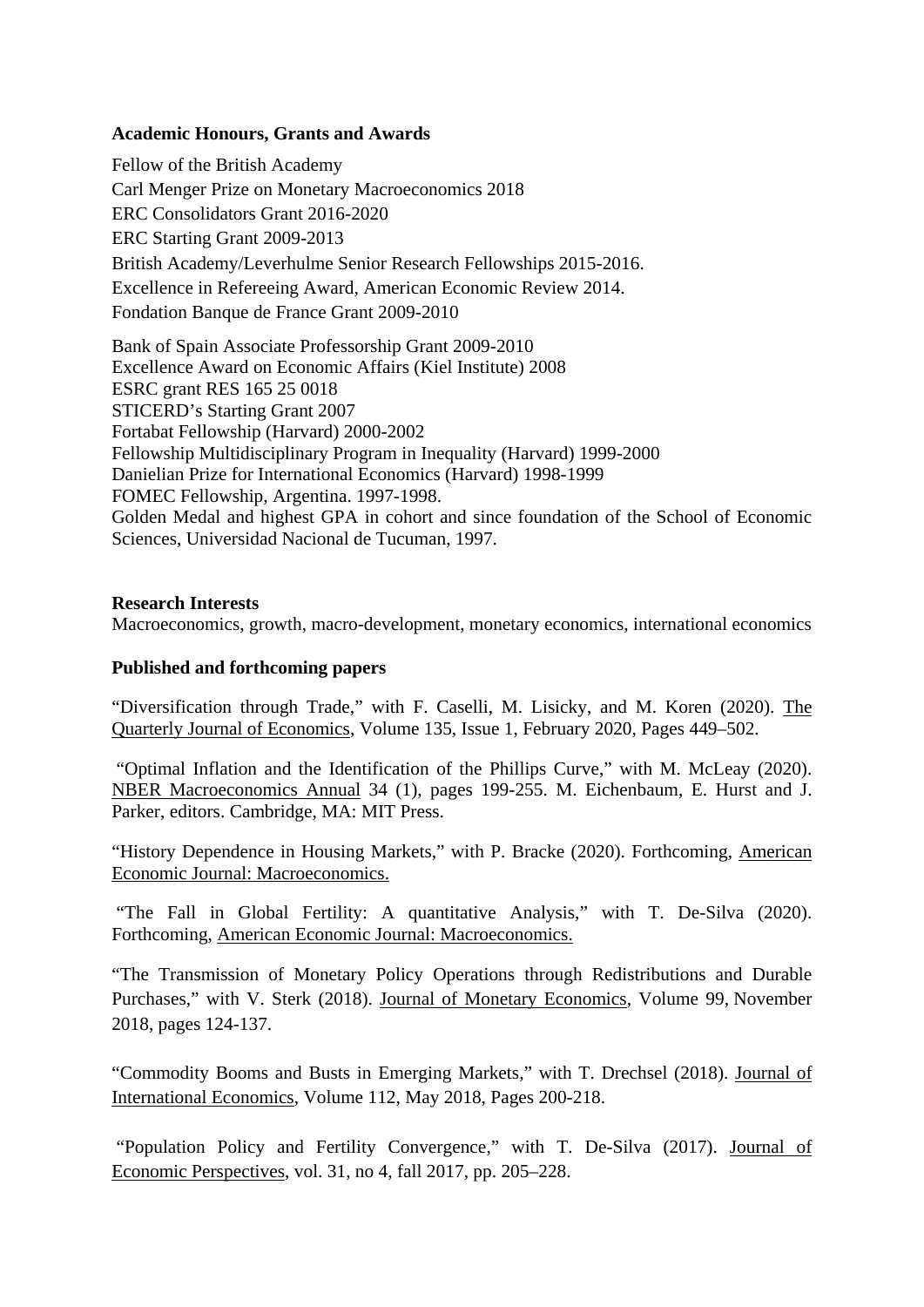**Academic Honours, Grants and Awards**

Fellow of the British Academy
Carl Menger Prize on Monetary Macroeconomics 2018
ERC Consolidators Grant 2016-2020
ERC Starting Grant 2009-2013
British Academy/Leverhulme Senior Research Fellowships 2015-2016.
Excellence in Refereeing Award, American Economic Review 2014.
Fondation Banque de France Grant 2009-2010

Bank of Spain Associate Professorship Grant 2009-2010
Excellence Award on Economic Affairs (Kiel Institute) 2008
ESRC grant RES 165 25 0018
STICERD's Starting Grant 2007
Fortabat Fellowship (Harvard) 2000-2002
Fellowship Multidisciplinary Program in Inequality (Harvard) 1999-2000
Danielian Prize for International Economics (Harvard) 1998-1999
FOMEC Fellowship, Argentina. 1997-1998.
Golden Medal and highest GPA in cohort and since foundation of the School of Economic Sciences, Universidad Nacional de Tucuman, 1997.

**Research Interests**

Macroeconomics, growth, macro-development, monetary economics, international economics

**Published and forthcoming papers**

"Diversification through Trade," with F. Caselli, M. Lisicky, and M. Koren (2020). The Quarterly Journal of Economics, Volume 135, Issue 1, February 2020, Pages 449–502.

"Optimal Inflation and the Identification of the Phillips Curve," with M. McLeay (2020). NBER Macroeconomics Annual 34 (1), pages 199-255. M. Eichenbaum, E. Hurst and J. Parker, editors. Cambridge, MA: MIT Press.

"History Dependence in Housing Markets," with P. Bracke (2020). Forthcoming, American Economic Journal: Macroeconomics.

"The Fall in Global Fertility: A quantitative Analysis," with T. De-Silva (2020). Forthcoming, American Economic Journal: Macroeconomics.

"The Transmission of Monetary Policy Operations through Redistributions and Durable Purchases," with V. Sterk (2018). Journal of Monetary Economics, Volume 99, November 2018, pages 124-137.

"Commodity Booms and Busts in Emerging Markets," with T. Drechsel (2018). Journal of International Economics, Volume 112, May 2018, Pages 200-218.

"Population Policy and Fertility Convergence," with T. De-Silva (2017). Journal of Economic Perspectives, vol. 31, no 4, fall 2017, pp. 205–228.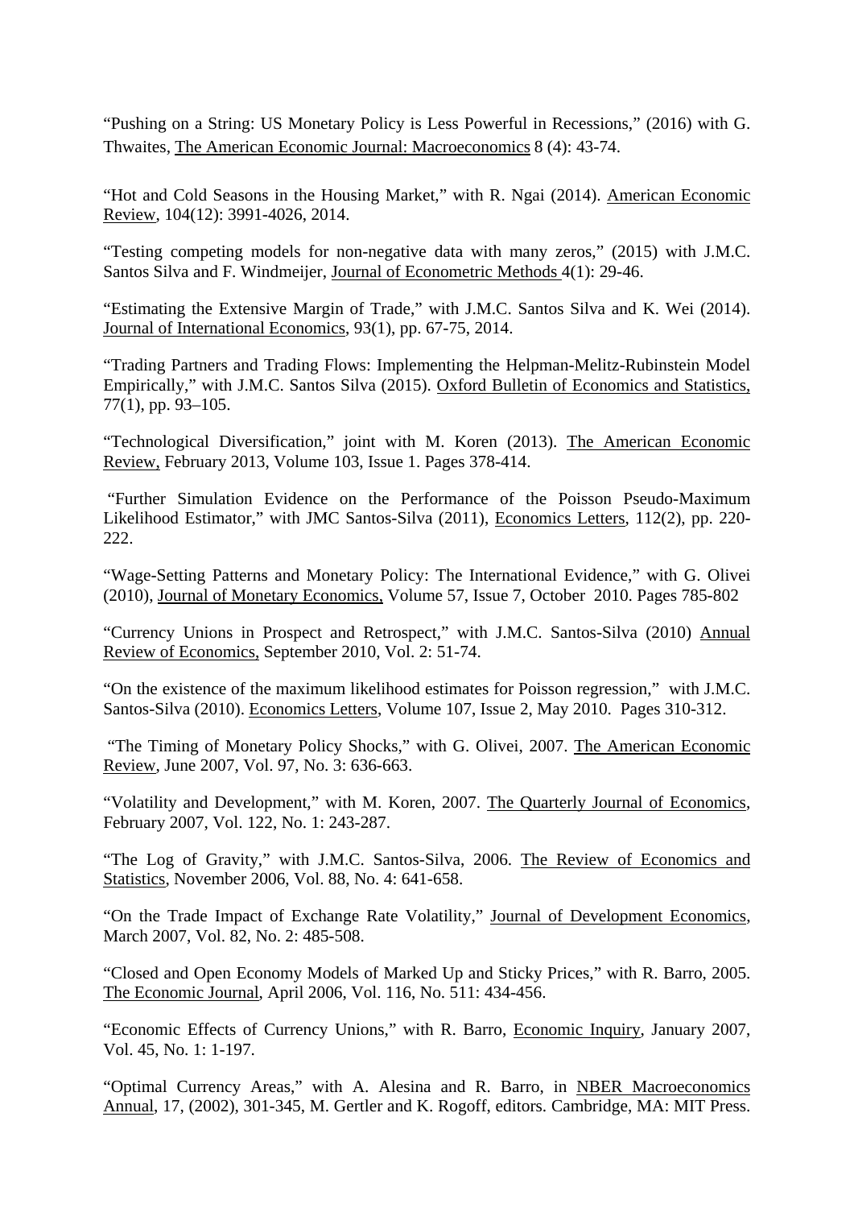"Pushing on a String: US Monetary Policy is Less Powerful in Recessions," (2016) with G. Thwaites, The American Economic Journal: Macroeconomics 8 (4): 43-74.

"Hot and Cold Seasons in the Housing Market," with R. Ngai (2014). American Economic Review, 104(12): 3991-4026, 2014.

"Testing competing models for non-negative data with many zeros," (2015) with J.M.C. Santos Silva and F. Windmeijer, Journal of Econometric Methods 4(1): 29-46.

"Estimating the Extensive Margin of Trade," with J.M.C. Santos Silva and K. Wei (2014). Journal of International Economics, 93(1), pp. 67-75, 2014.

"Trading Partners and Trading Flows: Implementing the Helpman-Melitz-Rubinstein Model Empirically," with J.M.C. Santos Silva (2015). Oxford Bulletin of Economics and Statistics, 77(1), pp. 93–105.

"Technological Diversification," joint with M. Koren (2013). The American Economic Review, February 2013, Volume 103, Issue 1. Pages 378-414.

"Further Simulation Evidence on the Performance of the Poisson Pseudo-Maximum Likelihood Estimator," with JMC Santos-Silva (2011), Economics Letters, 112(2), pp. 220-222.

"Wage-Setting Patterns and Monetary Policy: The International Evidence," with G. Olivei (2010), Journal of Monetary Economics, Volume 57, Issue 7, October 2010. Pages 785-802

"Currency Unions in Prospect and Retrospect," with J.M.C. Santos-Silva (2010) Annual Review of Economics, September 2010, Vol. 2: 51-74.

"On the existence of the maximum likelihood estimates for Poisson regression," with J.M.C. Santos-Silva (2010). Economics Letters, Volume 107, Issue 2, May 2010. Pages 310-312.

"The Timing of Monetary Policy Shocks," with G. Olivei, 2007. The American Economic Review, June 2007, Vol. 97, No. 3: 636-663.

"Volatility and Development," with M. Koren, 2007. The Quarterly Journal of Economics, February 2007, Vol. 122, No. 1: 243-287.

"The Log of Gravity," with J.M.C. Santos-Silva, 2006. The Review of Economics and Statistics, November 2006, Vol. 88, No. 4: 641-658.

"On the Trade Impact of Exchange Rate Volatility," Journal of Development Economics, March 2007, Vol. 82, No. 2: 485-508.

"Closed and Open Economy Models of Marked Up and Sticky Prices," with R. Barro, 2005. The Economic Journal, April 2006, Vol. 116, No. 511: 434-456.

"Economic Effects of Currency Unions," with R. Barro, Economic Inquiry, January 2007, Vol. 45, No. 1: 1-197.

"Optimal Currency Areas," with A. Alesina and R. Barro, in NBER Macroeconomics Annual, 17, (2002), 301-345, M. Gertler and K. Rogoff, editors. Cambridge, MA: MIT Press.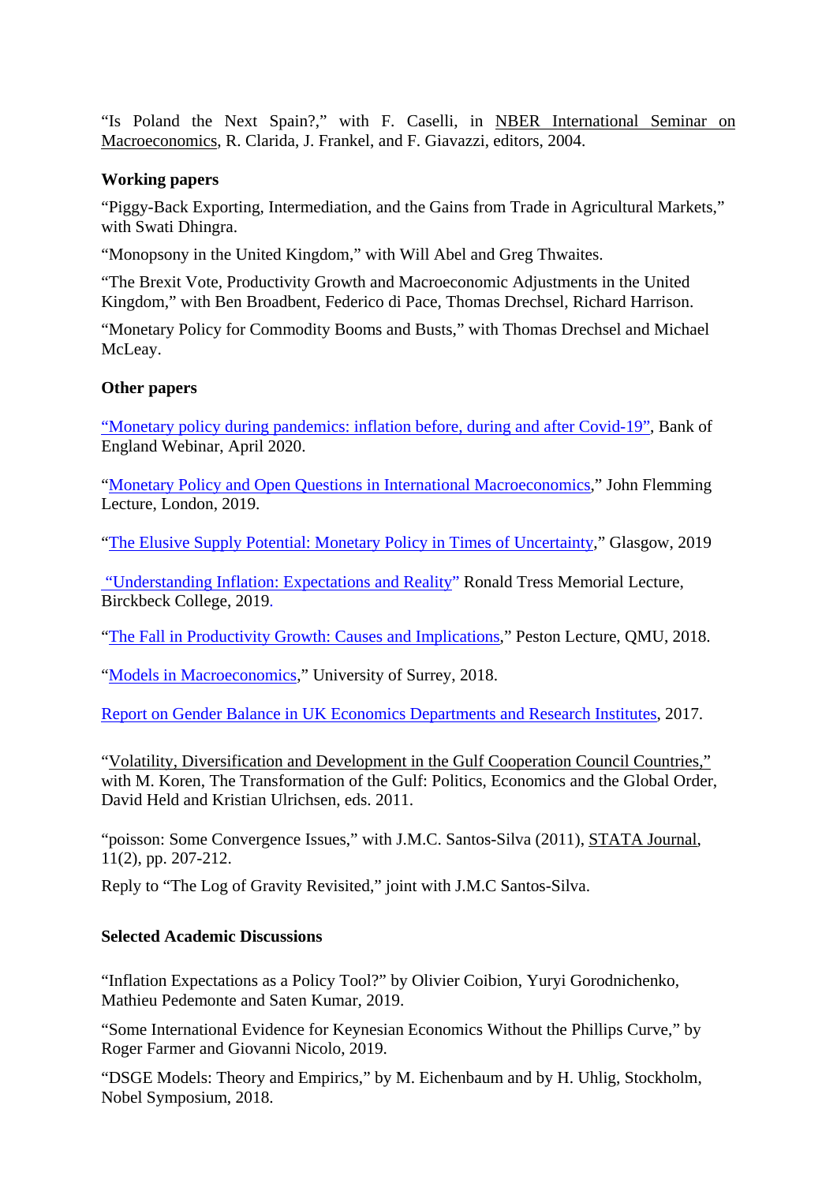"Is Poland the Next Spain?," with F. Caselli, in NBER International Seminar on Macroeconomics, R. Clarida, J. Frankel, and F. Giavazzi, editors, 2004.

**Working papers**

"Piggy-Back Exporting, Intermediation, and the Gains from Trade in Agricultural Markets," with Swati Dhingra.

"Monopsony in the United Kingdom," with Will Abel and Greg Thwaites.

"The Brexit Vote, Productivity Growth and Macroeconomic Adjustments in the United Kingdom," with Ben Broadbent, Federico di Pace, Thomas Drechsel, Richard Harrison.

"Monetary Policy for Commodity Booms and Busts," with Thomas Drechsel and Michael McLeay.

**Other papers**

"Monetary policy during pandemics: inflation before, during and after Covid-19", Bank of England Webinar, April 2020.

"Monetary Policy and Open Questions in International Macroeconomics," John Flemming Lecture, London, 2019.

"The Elusive Supply Potential: Monetary Policy in Times of Uncertainty," Glasgow, 2019

"Understanding Inflation: Expectations and Reality" Ronald Tress Memorial Lecture, Birckbeck College, 2019.

"The Fall in Productivity Growth: Causes and Implications," Peston Lecture, QMU, 2018.

"Models in Macroeconomics," University of Surrey, 2018.

Report on Gender Balance in UK Economics Departments and Research Institutes, 2017.

"Volatility, Diversification and Development in the Gulf Cooperation Council Countries," with M. Koren, The Transformation of the Gulf: Politics, Economics and the Global Order, David Held and Kristian Ulrichsen, eds. 2011.

"poisson: Some Convergence Issues," with J.M.C. Santos-Silva (2011), STATA Journal, 11(2), pp. 207-212.

Reply to "The Log of Gravity Revisited," joint with J.M.C Santos-Silva.

**Selected Academic Discussions**

"Inflation Expectations as a Policy Tool?" by Olivier Coibion, Yuryi Gorodnichenko, Mathieu Pedemonte and Saten Kumar, 2019.

"Some International Evidence for Keynesian Economics Without the Phillips Curve," by Roger Farmer and Giovanni Nicolo, 2019.

"DSGE Models: Theory and Empirics," by M. Eichenbaum and by H. Uhlig, Stockholm, Nobel Symposium, 2018.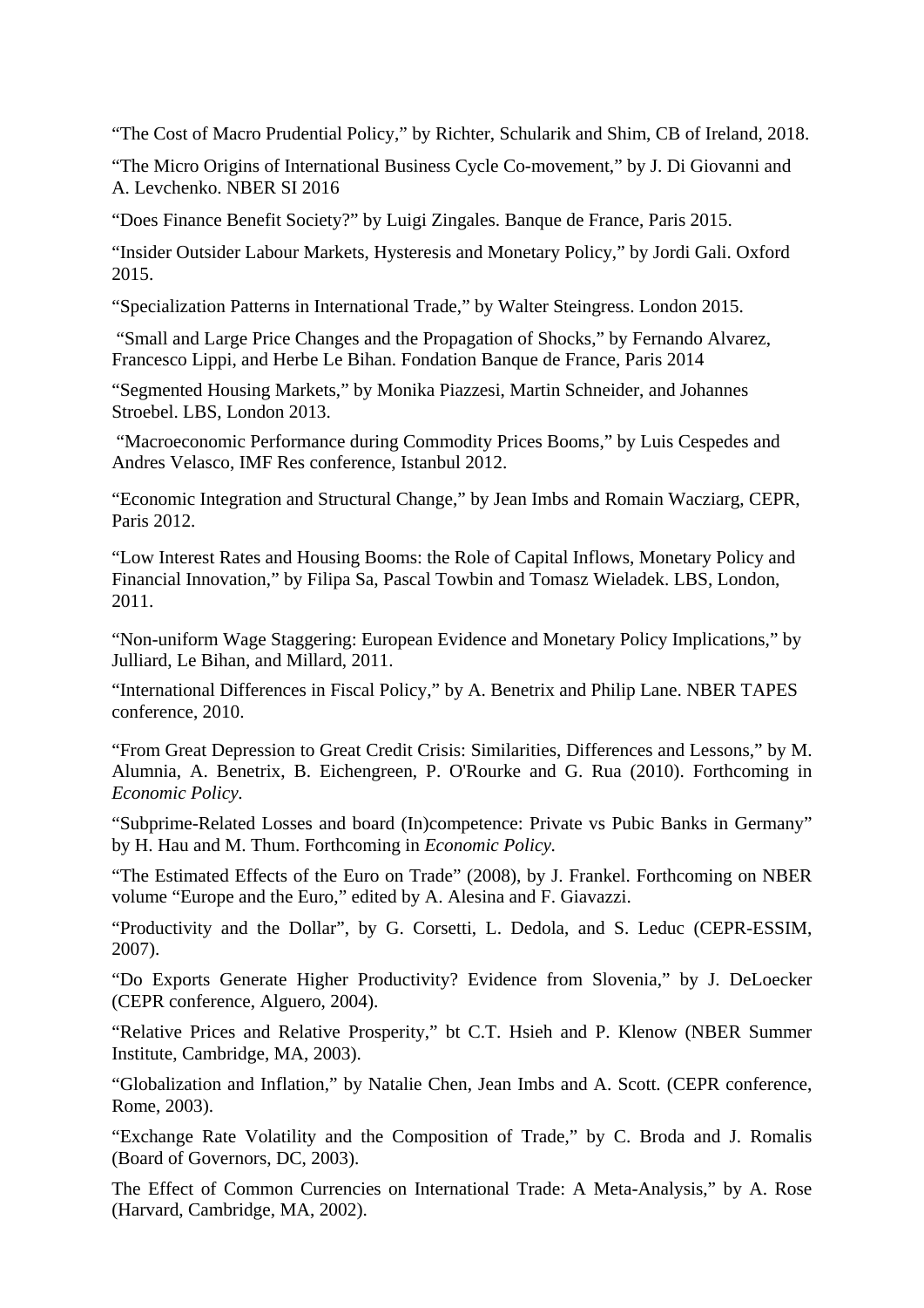"The Cost of Macro Prudential Policy," by Richter, Schularik and Shim, CB of Ireland, 2018.

"The Micro Origins of International Business Cycle Co-movement," by J. Di Giovanni and A. Levchenko. NBER SI 2016

"Does Finance Benefit Society?" by Luigi Zingales. Banque de France, Paris 2015.

"Insider Outsider Labour Markets, Hysteresis and Monetary Policy," by Jordi Gali. Oxford 2015.

"Specialization Patterns in International Trade," by Walter Steingress. London 2015.

"Small and Large Price Changes and the Propagation of Shocks," by Fernando Alvarez, Francesco Lippi, and Herbe Le Bihan. Fondation Banque de France, Paris 2014

"Segmented Housing Markets," by Monika Piazzesi, Martin Schneider, and Johannes Stroebel. LBS, London 2013.

"Macroeconomic Performance during Commodity Prices Booms," by Luis Cespedes and Andres Velasco, IMF Res conference, Istanbul 2012.

"Economic Integration and Structural Change," by Jean Imbs and Romain Wacziarg, CEPR, Paris 2012.

"Low Interest Rates and Housing Booms: the Role of Capital Inflows, Monetary Policy and Financial Innovation," by Filipa Sa, Pascal Towbin and Tomasz Wieladek. LBS, London, 2011.

"Non-uniform Wage Staggering: European Evidence and Monetary Policy Implications," by Julliard, Le Bihan, and Millard, 2011.

"International Differences in Fiscal Policy," by A. Benetrix and Philip Lane. NBER TAPES conference, 2010.

"From Great Depression to Great Credit Crisis: Similarities, Differences and Lessons," by M. Alumnia, A. Benetrix, B. Eichengreen, P. O'Rourke and G. Rua (2010). Forthcoming in *Economic Policy.*

"Subprime-Related Losses and board (In)competence: Private vs Pubic Banks in Germany" by H. Hau and M. Thum. Forthcoming in *Economic Policy.*

"The Estimated Effects of the Euro on Trade" (2008), by J. Frankel. Forthcoming on NBER volume "Europe and the Euro," edited by A. Alesina and F. Giavazzi.

"Productivity and the Dollar", by G. Corsetti, L. Dedola, and S. Leduc (CEPR-ESSIM, 2007).

"Do Exports Generate Higher Productivity? Evidence from Slovenia," by J. DeLoecker (CEPR conference, Alguero, 2004).

"Relative Prices and Relative Prosperity," bt C.T. Hsieh and P. Klenow (NBER Summer Institute, Cambridge, MA, 2003).

"Globalization and Inflation," by Natalie Chen, Jean Imbs and A. Scott. (CEPR conference, Rome, 2003).

"Exchange Rate Volatility and the Composition of Trade," by C. Broda and J. Romalis (Board of Governors, DC, 2003).

The Effect of Common Currencies on International Trade: A Meta-Analysis," by A. Rose (Harvard, Cambridge, MA, 2002).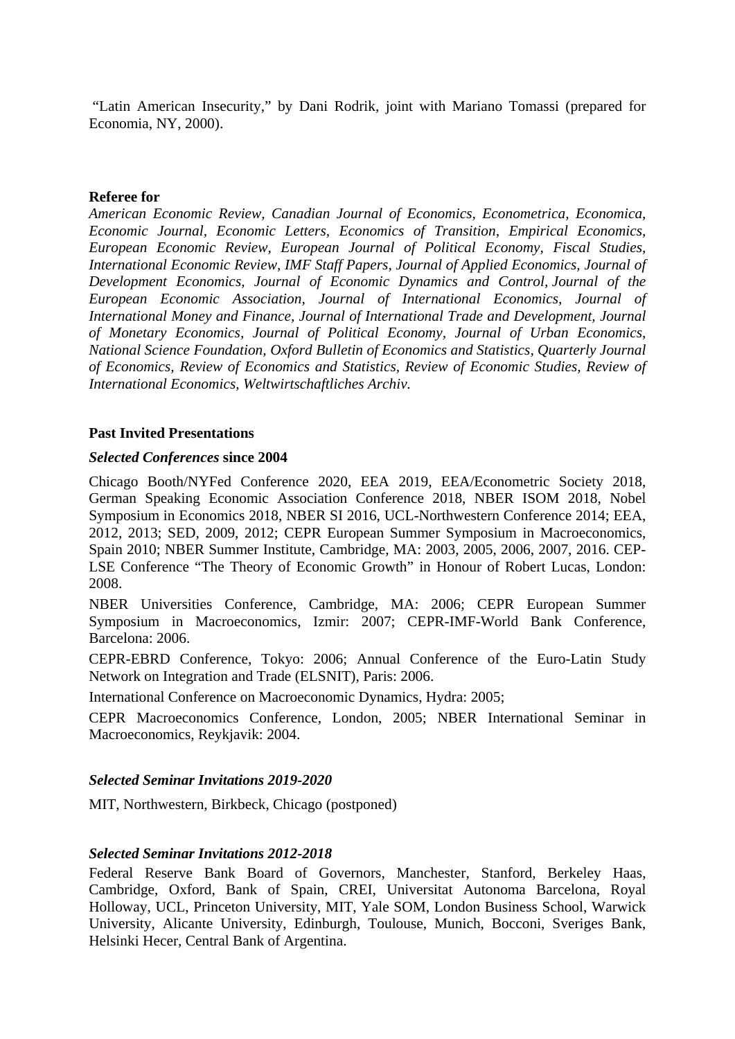"Latin American Insecurity," by Dani Rodrik, joint with Mariano Tomassi (prepared for Economia, NY, 2000).

**Referee for**

*American Economic Review, Canadian Journal of Economics, Econometrica, Economica, Economic Journal, Economic Letters, Economics of Transition, Empirical Economics, European Economic Review, European Journal of Political Economy, Fiscal Studies, International Economic Review, IMF Staff Papers, Journal of Applied Economics, Journal of Development Economics, Journal of Economic Dynamics and Control, Journal of the European Economic Association, Journal of International Economics, Journal of International Money and Finance, Journal of International Trade and Development, Journal of Monetary Economics, Journal of Political Economy, Journal of Urban Economics, National Science Foundation, Oxford Bulletin of Economics and Statistics, Quarterly Journal of Economics, Review of Economics and Statistics, Review of Economic Studies, Review of International Economics, Weltwirtschaftliches Archiv.*

**Past Invited Presentations**

***Selected Conferences* since 2004**

Chicago Booth/NYFed Conference 2020, EEA 2019, EEA/Econometric Society 2018, German Speaking Economic Association Conference 2018, NBER ISOM 2018, Nobel Symposium in Economics 2018, NBER SI 2016, UCL-Northwestern Conference 2014; EEA, 2012, 2013; SED, 2009, 2012; CEPR European Summer Symposium in Macroeconomics, Spain 2010; NBER Summer Institute, Cambridge, MA: 2003, 2005, 2006, 2007, 2016. CEP-LSE Conference "The Theory of Economic Growth" in Honour of Robert Lucas, London: 2008.

NBER Universities Conference, Cambridge, MA: 2006; CEPR European Summer Symposium in Macroeconomics, Izmir: 2007; CEPR-IMF-World Bank Conference, Barcelona: 2006.

CEPR-EBRD Conference, Tokyo: 2006; Annual Conference of the Euro-Latin Study Network on Integration and Trade (ELSNIT), Paris: 2006.

International Conference on Macroeconomic Dynamics, Hydra: 2005;

CEPR Macroeconomics Conference, London, 2005; NBER International Seminar in Macroeconomics, Reykjavik: 2004.

***Selected Seminar Invitations 2019-2020***

MIT, Northwestern, Birkbeck, Chicago (postponed)

***Selected Seminar Invitations 2012-2018***

Federal Reserve Bank Board of Governors, Manchester, Stanford, Berkeley Haas, Cambridge, Oxford, Bank of Spain, CREI, Universitat Autonoma Barcelona, Royal Holloway, UCL, Princeton University, MIT, Yale SOM, London Business School, Warwick University, Alicante University, Edinburgh, Toulouse, Munich, Bocconi, Sveriges Bank, Helsinki Hecer, Central Bank of Argentina.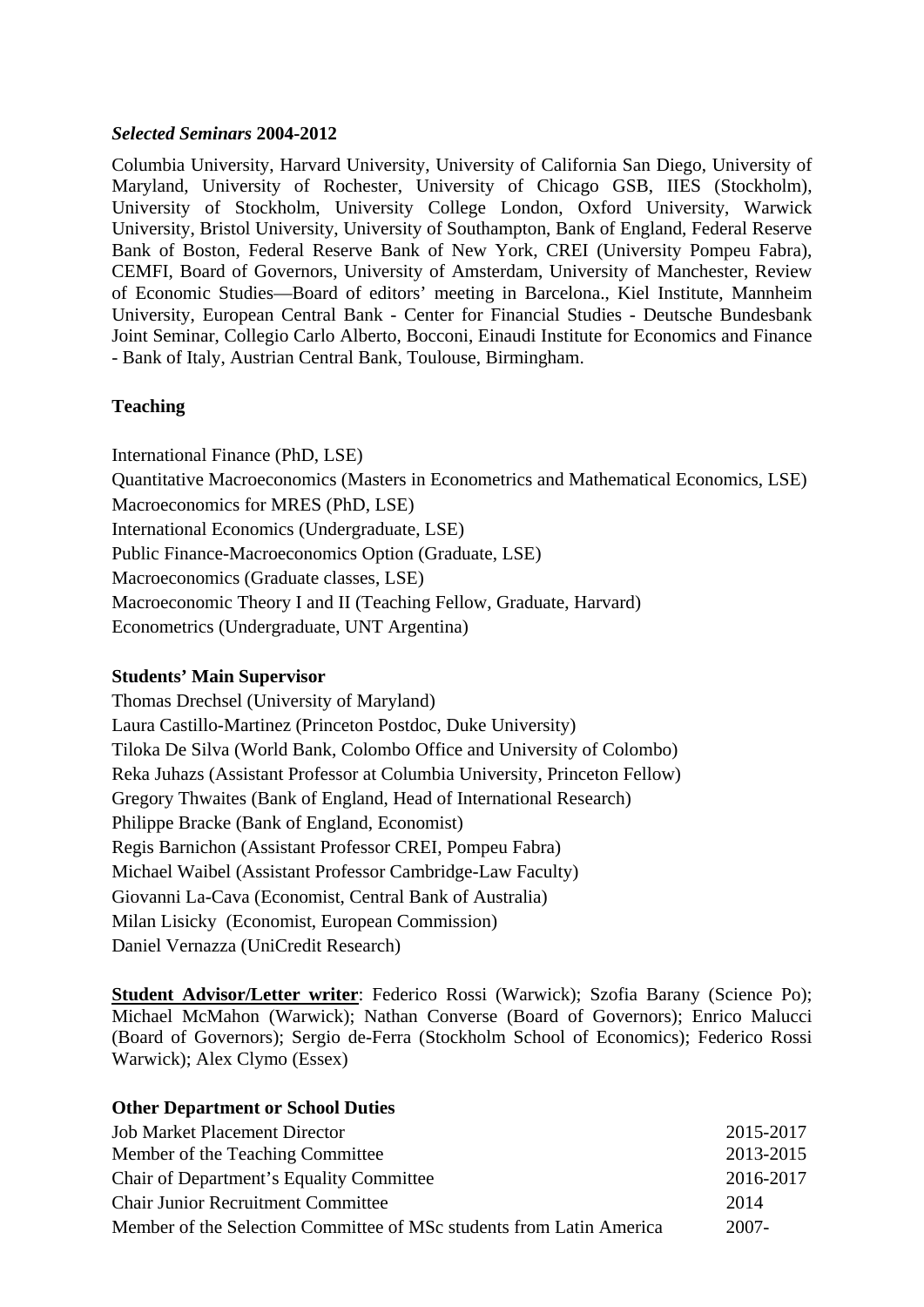***Selected Seminars* 2004-2012**

Columbia University, Harvard University, University of California San Diego, University of Maryland, University of Rochester, University of Chicago GSB, IIES (Stockholm), University of Stockholm, University College London, Oxford University, Warwick University, Bristol University, University of Southampton, Bank of England, Federal Reserve Bank of Boston, Federal Reserve Bank of New York, CREI (University Pompeu Fabra), CEMFI, Board of Governors, University of Amsterdam, University of Manchester, Review of Economic Studies—Board of editors' meeting in Barcelona., Kiel Institute, Mannheim University, European Central Bank - Center for Financial Studies - Deutsche Bundesbank Joint Seminar, Collegio Carlo Alberto, Bocconi, Einaudi Institute for Economics and Finance - Bank of Italy, Austrian Central Bank, Toulouse, Birmingham.

**Teaching**

International Finance (PhD, LSE)
Quantitative Macroeconomics (Masters in Econometrics and Mathematical Economics, LSE)
Macroeconomics for MRES (PhD, LSE)
International Economics (Undergraduate, LSE)
Public Finance-Macroeconomics Option (Graduate, LSE)
Macroeconomics (Graduate classes, LSE)
Macroeconomic Theory I and II (Teaching Fellow, Graduate, Harvard)
Econometrics (Undergraduate, UNT Argentina)

**Students' Main Supervisor**

Thomas Drechsel (University of Maryland)
Laura Castillo-Martinez (Princeton Postdoc, Duke University)
Tiloka De Silva (World Bank, Colombo Office and University of Colombo)
Reka Juhazs (Assistant Professor at Columbia University, Princeton Fellow)
Gregory Thwaites (Bank of England, Head of International Research)
Philippe Bracke (Bank of England, Economist)
Regis Barnichon (Assistant Professor CREI, Pompeu Fabra)
Michael Waibel (Assistant Professor Cambridge-Law Faculty)
Giovanni La-Cava (Economist, Central Bank of Australia)
Milan Lisicky (Economist, European Commission)
Daniel Vernazza (UniCredit Research)

**Student Advisor/Letter writer**: Federico Rossi (Warwick); Szofia Barany (Science Po); Michael McMahon (Warwick); Nathan Converse (Board of Governors); Enrico Malucci (Board of Governors); Sergio de-Ferra (Stockholm School of Economics); Federico Rossi Warwick); Alex Clymo (Essex)

**Other Department or School Duties**

| | |
|---|---|
| Job Market Placement Director | 2015-2017 |
| Member of the Teaching Committee | 2013-2015 |
| Chair of Department's Equality Committee | 2016-2017 |
| Chair Junior Recruitment Committee | 2014 |
| Member of the Selection Committee of MSc students from Latin America | 2007- |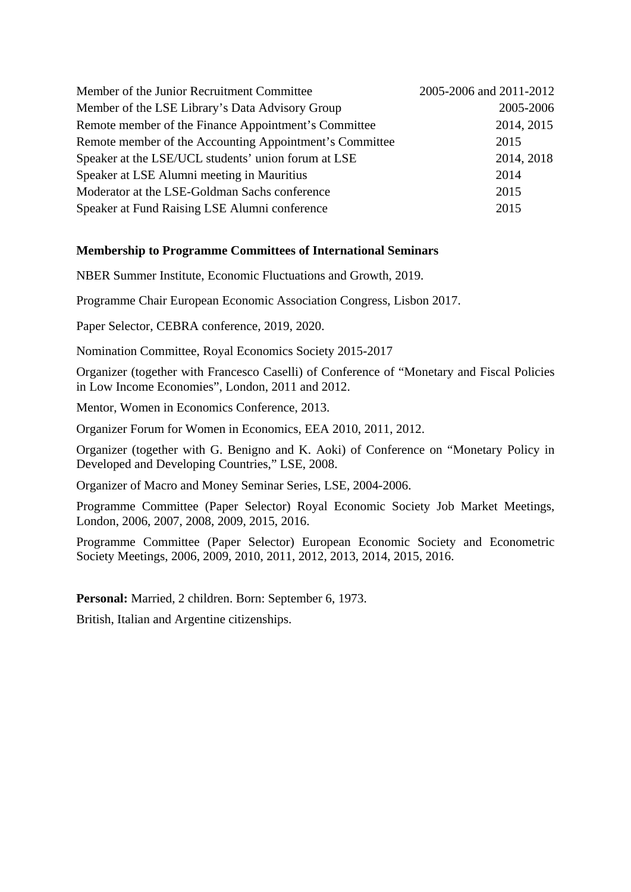| | |
|---|---|
| Member of the Junior Recruitment Committee | 2005-2006 and 2011-2012 |
| Member of the LSE Library's Data Advisory Group | 2005-2006 |
| Remote member of the Finance Appointment's Committee | 2014, 2015 |
| Remote member of the Accounting Appointment's Committee | 2015 |
| Speaker at the LSE/UCL students' union forum at LSE | 2014, 2018 |
| Speaker at LSE Alumni meeting in Mauritius | 2014 |
| Moderator at the LSE-Goldman Sachs conference | 2015 |
| Speaker at Fund Raising LSE Alumni conference | 2015 |

**Membership to Programme Committees of International Seminars**

NBER Summer Institute, Economic Fluctuations and Growth, 2019.

Programme Chair European Economic Association Congress, Lisbon 2017.

Paper Selector, CEBRA conference, 2019, 2020.

Nomination Committee, Royal Economics Society 2015-2017

Organizer (together with Francesco Caselli) of Conference of "Monetary and Fiscal Policies in Low Income Economies", London, 2011 and 2012.

Mentor, Women in Economics Conference, 2013.

Organizer Forum for Women in Economics, EEA 2010, 2011, 2012.

Organizer (together with G. Benigno and K. Aoki) of Conference on "Monetary Policy in Developed and Developing Countries," LSE, 2008.

Organizer of Macro and Money Seminar Series, LSE, 2004-2006.

Programme Committee (Paper Selector) Royal Economic Society Job Market Meetings, London, 2006, 2007, 2008, 2009, 2015, 2016.

Programme Committee (Paper Selector) European Economic Society and Econometric Society Meetings, 2006, 2009, 2010, 2011, 2012, 2013, 2014, 2015, 2016.

**Personal:** Married, 2 children. Born: September 6, 1973.

British, Italian and Argentine citizenships.